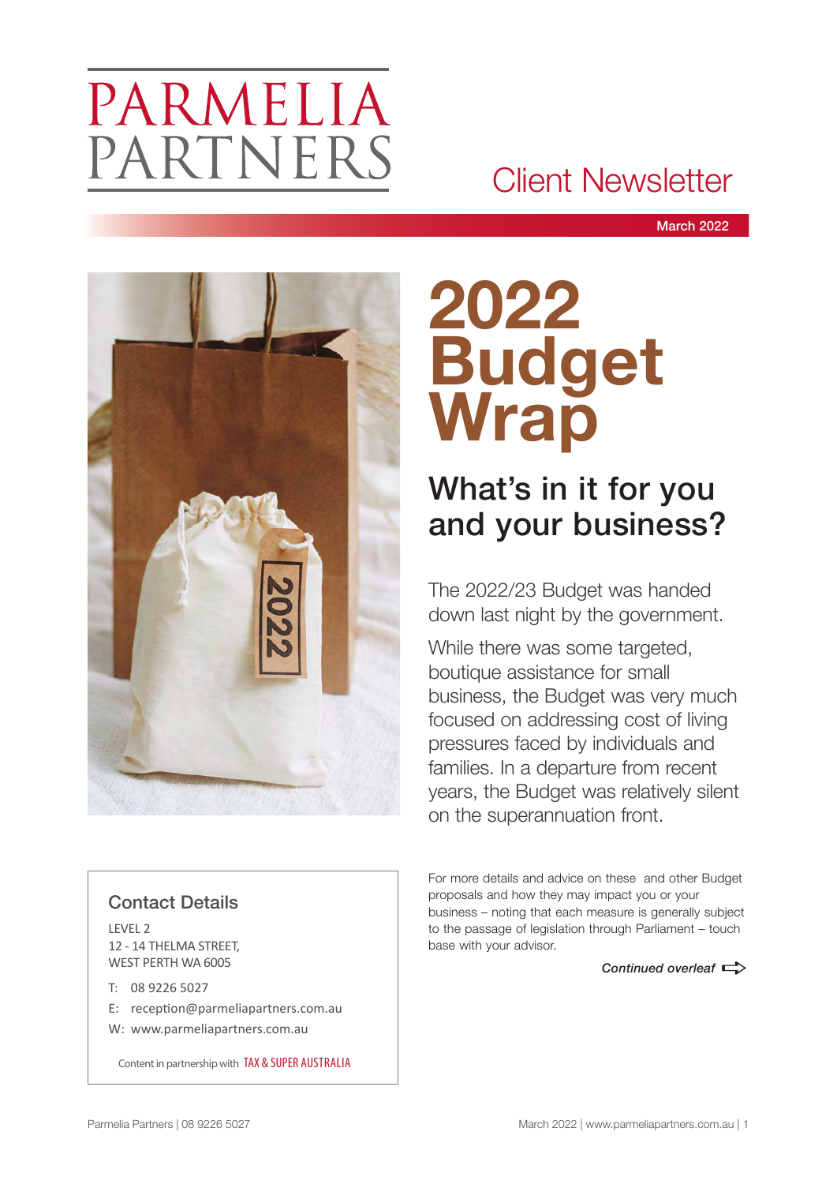# PARMELIA PARTNERS

## Client Newsletter

**March 2022**

# 2022 Budget Wrap

## What's in it for you and your business?

The 2022/23 Budget was handed down last night by the government.

While there was some targeted, boutique assistance for small business, the Budget was very much focused on addressing cost of living pressures faced by individuals and families. In a departure from recent years, the Budget was relatively silent on the superannuation front.

For more details and advice on these and other Budget proposals and how they may impact you or your business – noting that each measure is generally subject to the passage of legislation through Parliament – touch base with your advisor.

*Continued overleaf*

### Contact Details

LEVEL 2
12 - 14 THELMA STREET,
WEST PERTH WA 6005

T: 08 9226 5027
E: reception@parmeliapartners.com.au
W: www.parmeliapartners.com.au

Content in partnership with TAX & SUPER AUSTRALIA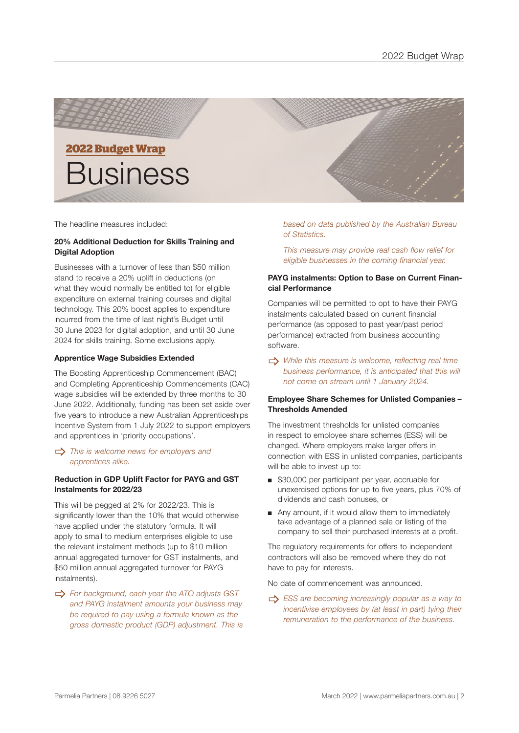## 2022 Budget Wrap

# Business

The headline measures included:

**20% Additional Deduction for Skills Training and Digital Adoption**

Businesses with a turnover of less than $50 million stand to receive a 20% uplift in deductions (on what they would normally be entitled to) for eligible expenditure on external training courses and digital technology. This 20% boost applies to expenditure incurred from the time of last night's Budget until 30 June 2023 for digital adoption, and until 30 June 2024 for skills training. Some exclusions apply.

**Apprentice Wage Subsidies Extended**

The Boosting Apprenticeship Commencement (BAC) and Completing Apprenticeship Commencements (CAC) wage subsidies will be extended by three months to 30 June 2022. Additionally, funding has been set aside over five years to introduce a new Australian Apprenticeships Incentive System from 1 July 2022 to support employers and apprentices in 'priority occupations'.

⇨ *This is welcome news for employers and apprentices alike.*

**Reduction in GDP Uplift Factor for PAYG and GST Instalments for 2022/23**

This will be pegged at 2% for 2022/23. This is significantly lower than the 10% that would otherwise have applied under the statutory formula. It will apply to small to medium enterprises eligible to use the relevant instalment methods (up to $10 million annual aggregated turnover for GST instalments, and $50 million annual aggregated turnover for PAYG instalments).

⇨ *For background, each year the ATO adjusts GST and PAYG instalment amounts your business may be required to pay using a formula known as the gross domestic product (GDP) adjustment. This is based on data published by the Australian Bureau of Statistics.*

*This measure may provide real cash flow relief for eligible businesses in the coming financial year.*

**PAYG instalments: Option to Base on Current Financial Performance**

Companies will be permitted to opt to have their PAYG instalments calculated based on current financial performance (as opposed to past year/past period performance) extracted from business accounting software.

⇨ *While this measure is welcome, reflecting real time business performance, it is anticipated that this will not come on stream until 1 January 2024.*

**Employee Share Schemes for Unlisted Companies – Thresholds Amended**

The investment thresholds for unlisted companies in respect to employee share schemes (ESS) will be changed. Where employers make larger offers in connection with ESS in unlisted companies, participants will be able to invest up to:

- $30,000 per participant per year, accruable for unexercised options for up to five years, plus 70% of dividends and cash bonuses, or
- Any amount, if it would allow them to immediately take advantage of a planned sale or listing of the company to sell their purchased interests at a profit.

The regulatory requirements for offers to independent contractors will also be removed where they do not have to pay for interests.

No date of commencement was announced.

⇨ *ESS are becoming increasingly popular as a way to incentivise employees by (at least in part) tying their remuneration to the performance of the business.*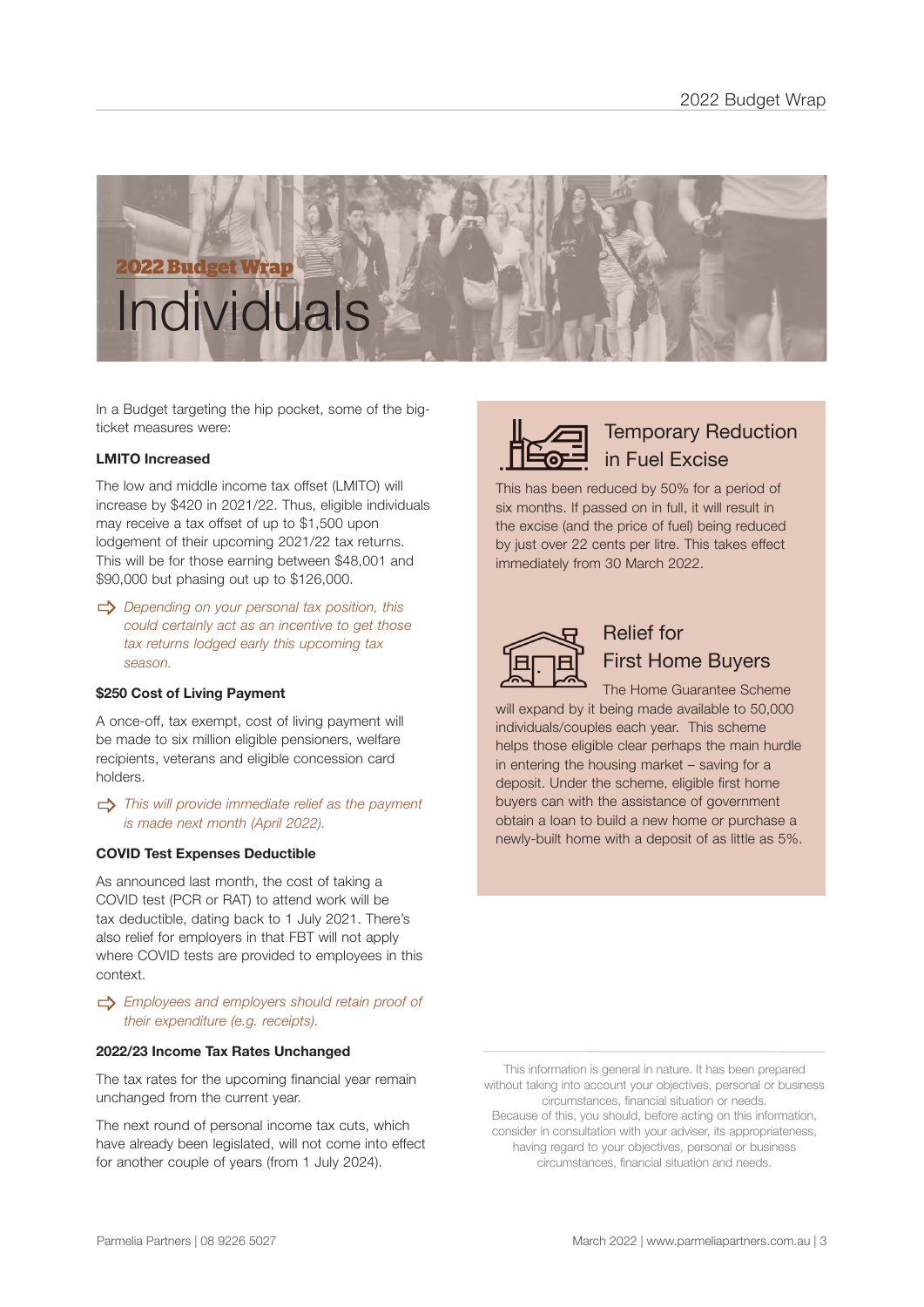## 2022 Budget Wrap

# Individuals

In a Budget targeting the hip pocket, some of the big-ticket measures were:

### LMITO Increased

The low and middle income tax offset (LMITO) will increase by $420 in 2021/22. Thus, eligible individuals may receive a tax offset of up to $1,500 upon lodgement of their upcoming 2021/22 tax returns. This will be for those earning between $48,001 and $90,000 but phasing out up to $126,000.

⇨ *Depending on your personal tax position, this could certainly act as an incentive to get those tax returns lodged early this upcoming tax season.*

### $250 Cost of Living Payment

A once-off, tax exempt, cost of living payment will be made to six million eligible pensioners, welfare recipients, veterans and eligible concession card holders.

⇨ *This will provide immediate relief as the payment is made next month (April 2022).*

### COVID Test Expenses Deductible

As announced last month, the cost of taking a COVID test (PCR or RAT) to attend work will be tax deductible, dating back to 1 July 2021. There's also relief for employers in that FBT will not apply where COVID tests are provided to employees in this context.

⇨ *Employees and employers should retain proof of their expenditure (e.g. receipts).*

### 2022/23 Income Tax Rates Unchanged

The tax rates for the upcoming financial year remain unchanged from the current year.

The next round of personal income tax cuts, which have already been legislated, will not come into effect for another couple of years (from 1 July 2024).

### Temporary Reduction in Fuel Excise

This has been reduced by 50% for a period of six months. If passed on in full, it will result in the excise (and the price of fuel) being reduced by just over 22 cents per litre. This takes effect immediately from 30 March 2022.

### Relief for First Home Buyers

The Home Guarantee Scheme will expand by it being made available to 50,000 individuals/couples each year. This scheme helps those eligible clear perhaps the main hurdle in entering the housing market – saving for a deposit. Under the scheme, eligible first home buyers can with the assistance of government obtain a loan to build a new home or purchase a newly-built home with a deposit of as little as 5%.

---

This information is general in nature. It has been prepared without taking into account your objectives, personal or business circumstances, financial situation or needs. Because of this, you should, before acting on this information, consider in consultation with your adviser, its appropriateness, having regard to your objectives, personal or business circumstances, financial situation and needs.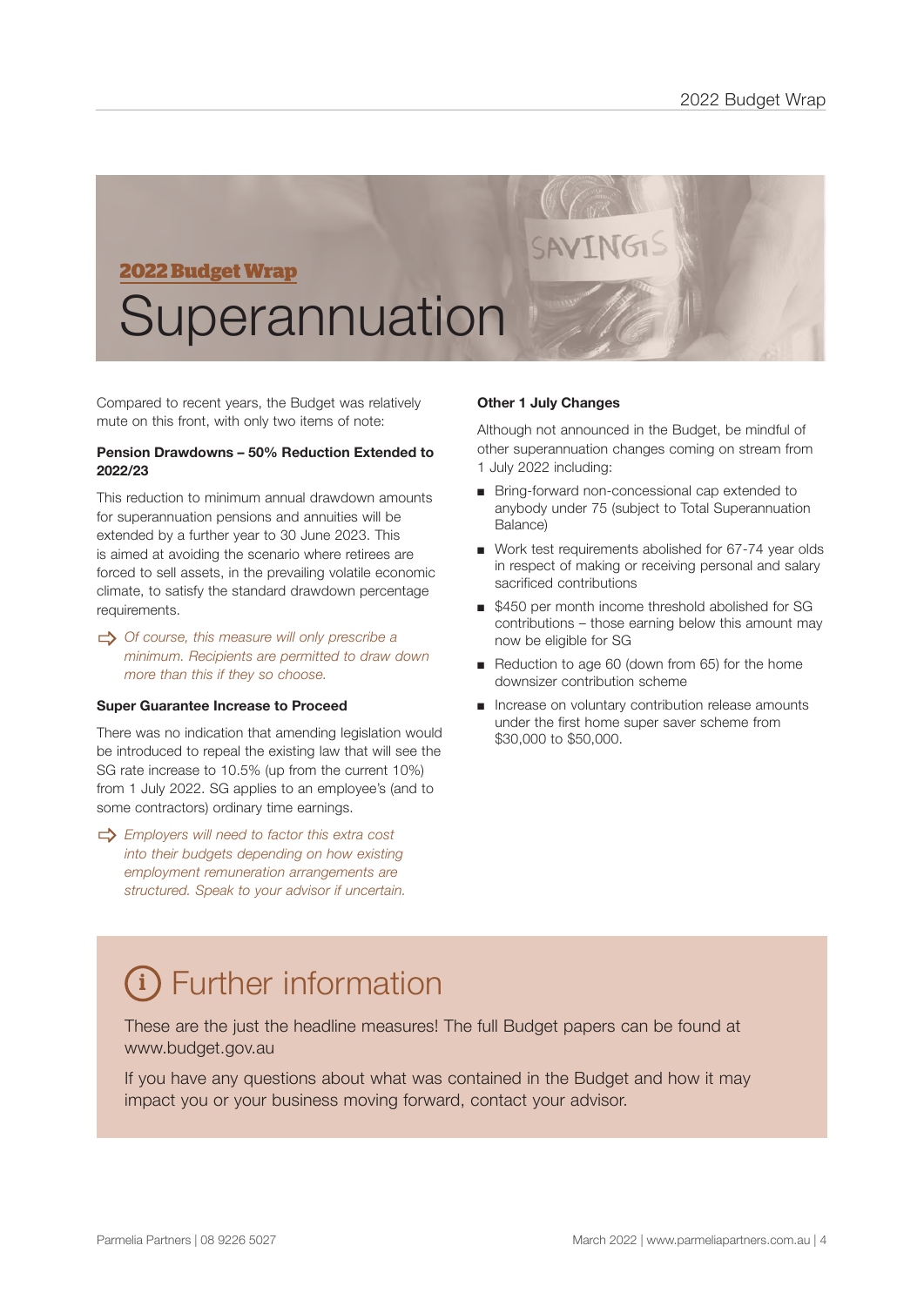**2022 Budget Wrap**

# Superannuation

Compared to recent years, the Budget was relatively mute on this front, with only two items of note:

### Pension Drawdowns – 50% Reduction Extended to 2022/23

This reduction to minimum annual drawdown amounts for superannuation pensions and annuities will be extended by a further year to 30 June 2023. This is aimed at avoiding the scenario where retirees are forced to sell assets, in the prevailing volatile economic climate, to satisfy the standard drawdown percentage requirements.

⇨ *Of course, this measure will only prescribe a minimum. Recipients are permitted to draw down more than this if they so choose.*

### Super Guarantee Increase to Proceed

There was no indication that amending legislation would be introduced to repeal the existing law that will see the SG rate increase to 10.5% (up from the current 10%) from 1 July 2022. SG applies to an employee's (and to some contractors) ordinary time earnings.

⇨ *Employers will need to factor this extra cost into their budgets depending on how existing employment remuneration arrangements are structured. Speak to your advisor if uncertain.*

### Other 1 July Changes

Although not announced in the Budget, be mindful of other superannuation changes coming on stream from 1 July 2022 including:

- Bring-forward non-concessional cap extended to anybody under 75 (subject to Total Superannuation Balance)
- Work test requirements abolished for 67-74 year olds in respect of making or receiving personal and salary sacrificed contributions
- $450 per month income threshold abolished for SG contributions – those earning below this amount may now be eligible for SG
- Reduction to age 60 (down from 65) for the home downsizer contribution scheme
- Increase on voluntary contribution release amounts under the first home super saver scheme from $30,000 to $50,000.

## Further information

These are the just the headline measures! The full Budget papers can be found at www.budget.gov.au

If you have any questions about what was contained in the Budget and how it may impact you or your business moving forward, contact your advisor.